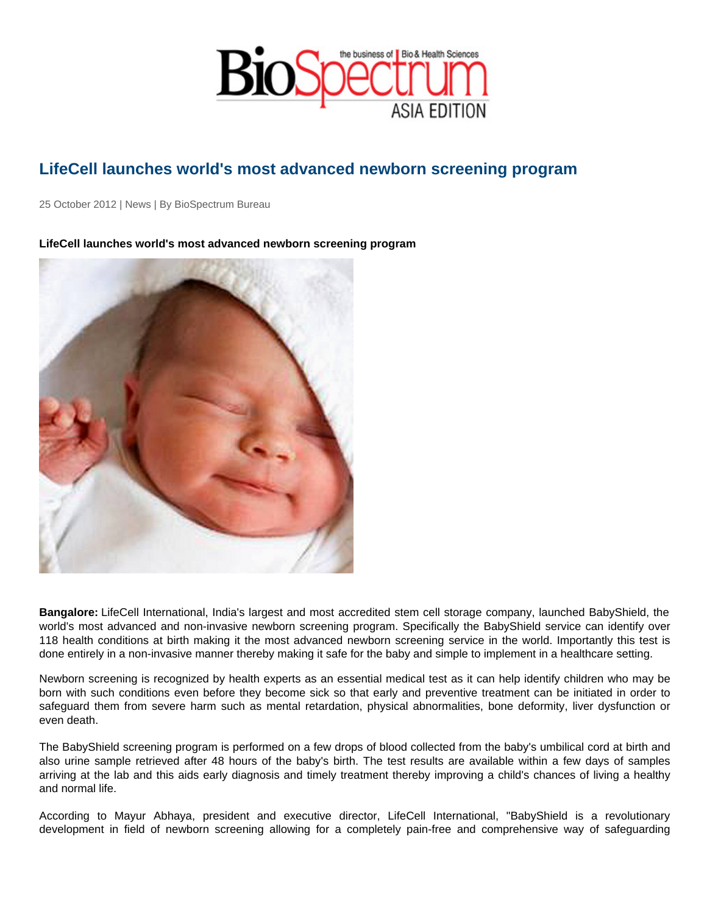# LifeCell launches world's most advanced newborn screening program

25 October 2012 | News | By BioSpectrum Bureau

**LifeCell launches world's most advanced newborn screening program**

**Bangalore:** LifeCell International, India's largest and most accredited stem cell storage company, launched BabyShield, the world's most advanced and non-invasive newborn screening program. Specifically the BabyShield service can identify over 118 health conditions at birth making it the most advanced newborn screening service in the world. Importantly this test is done entirely in a non-invasive manner thereby making it safe for the baby and simple to implement in a healthcare setting.

Newborn screening is recognized by health experts as an essential medical test as it can help identify children who may be born with such conditions even before they become sick so that early and preventive treatment can be initiated in order to safeguard them from severe harm such as mental retardation, physical abnormalities, bone deformity, liver dysfunction or even death.

The BabyShield screening program is performed on a few drops of blood collected from the baby's umbilical cord at birth and also urine sample retrieved after 48 hours of the baby's birth. The test results are available within a few days of samples arriving at the lab and this aids early diagnosis and timely treatment thereby improving a child's chances of living a healthy and normal life.

According to Mayur Abhaya, president and executive director, LifeCell International, "BabyShield is a revolutionary development in field of newborn screening allowing for a completely pain-free and comprehensive way of safeguarding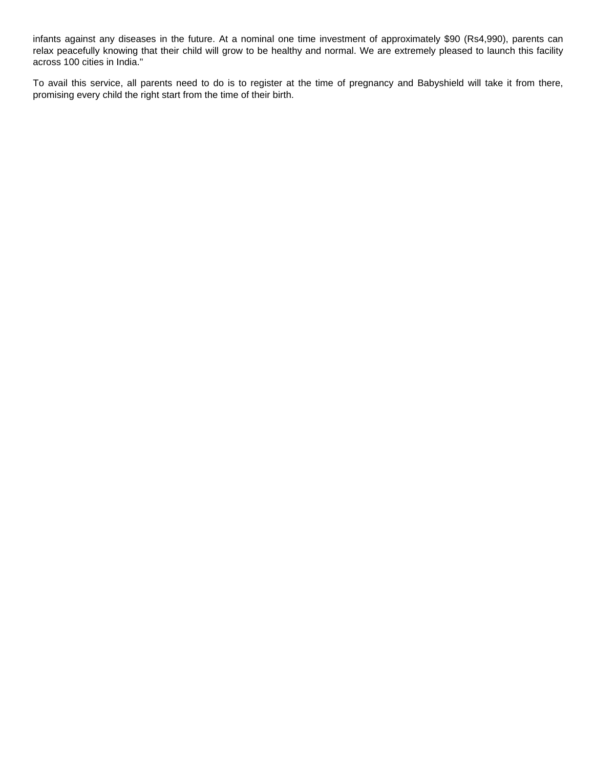infants against any diseases in the future. At a nominal one time investment of approximately $90 (Rs4,990), parents can relax peacefully knowing that their child will grow to be healthy and normal. We are extremely pleased to launch this facility across 100 cities in India.''

To avail this service, all parents need to do is to register at the time of pregnancy and Babyshield will take it from there, promising every child the right start from the time of their birth.